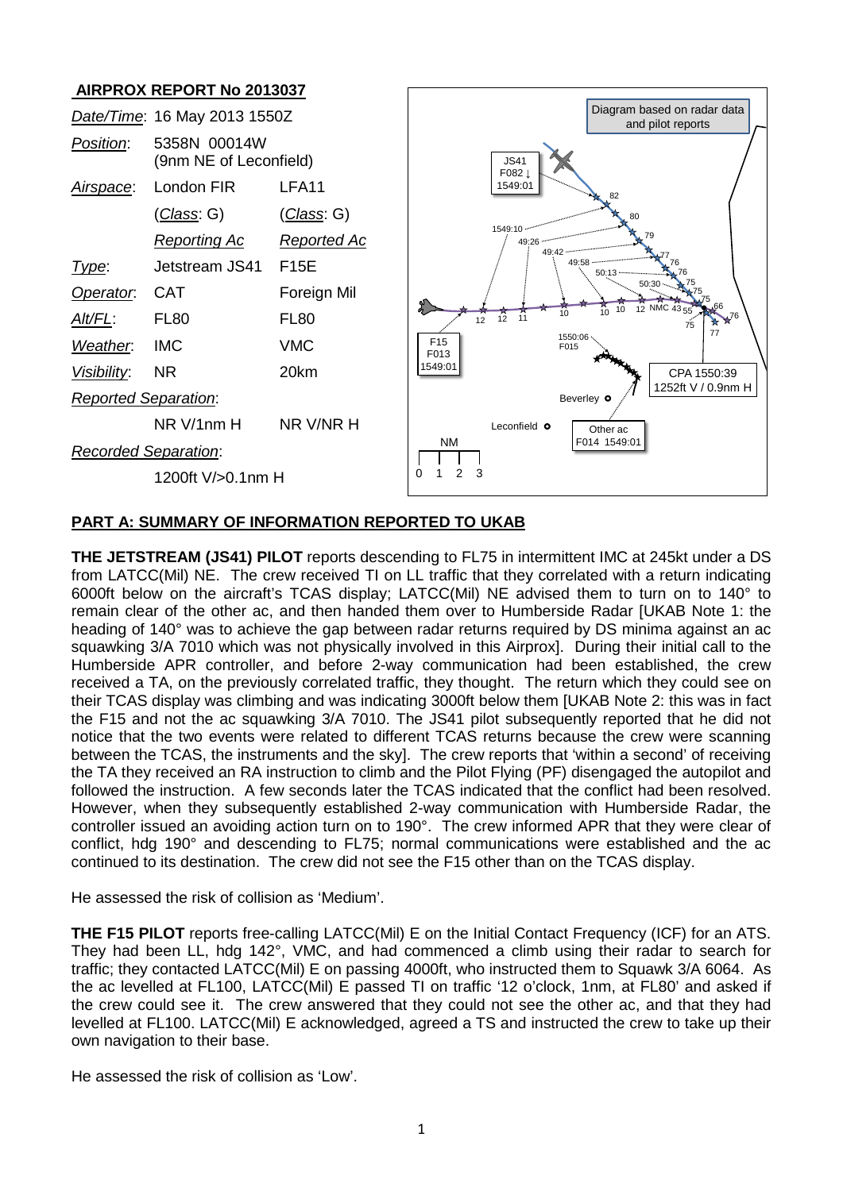## AIRPROX REPORT No 2013037

| | | |
|---|---|---|
| *Date/Time*: | 16 May 2013 1550Z | |
| *Position*: | 5358N 00014W (9nm NE of Leconfield) | |
| *Airspace*: | London FIR | LFA11 |
| | (*Class*: G) | (*Class*: G) |
| | *Reporting Ac* | *Reported Ac* |
| *Type*: | Jetstream JS41 | F15E |
| *Operator*: | CAT | Foreign Mil |
| *Alt/FL*: | FL80 | FL80 |
| *Weather*: | IMC | VMC |
| *Visibility*: | NR | 20km |
| *Reported Separation*: | | |
| | NR V/1nm H | NR V/NR H |
| *Recorded Separation*: | | |
| | 1200ft V/>0.1nm H | |

Diagram based on radar data and pilot reports

JS41 F082↓ 1549:01; F15 F013 1549:01; Other ac F014 1549:01; 1550:06 F015; CPA 1550:39 1252ft V / 0.9nm H; Beverley; Leconfield; NM 0 1 2 3

## PART A: SUMMARY OF INFORMATION REPORTED TO UKAB

**THE JETSTREAM (JS41) PILOT** reports descending to FL75 in intermittent IMC at 245kt under a DS from LATCC(Mil) NE. The crew received TI on LL traffic that they correlated with a return indicating 6000ft below on the aircraft's TCAS display; LATCC(Mil) NE advised them to turn on to 140° to remain clear of the other ac, and then handed them over to Humberside Radar [UKAB Note 1: the heading of 140° was to achieve the gap between radar returns required by DS minima against an ac squawking 3/A 7010 which was not physically involved in this Airprox]. During their initial call to the Humberside APR controller, and before 2-way communication had been established, the crew received a TA, on the previously correlated traffic, they thought. The return which they could see on their TCAS display was climbing and was indicating 3000ft below them [UKAB Note 2: this was in fact the F15 and not the ac squawking 3/A 7010. The JS41 pilot subsequently reported that he did not notice that the two events were related to different TCAS returns because the crew were scanning between the TCAS, the instruments and the sky]. The crew reports that 'within a second' of receiving the TA they received an RA instruction to climb and the Pilot Flying (PF) disengaged the autopilot and followed the instruction. A few seconds later the TCAS indicated that the conflict had been resolved. However, when they subsequently established 2-way communication with Humberside Radar, the controller issued an avoiding action turn on to 190°. The crew informed APR that they were clear of conflict, hdg 190° and descending to FL75; normal communications were established and the ac continued to its destination. The crew did not see the F15 other than on the TCAS display.

He assessed the risk of collision as 'Medium'.

**THE F15 PILOT** reports free-calling LATCC(Mil) E on the Initial Contact Frequency (ICF) for an ATS. They had been LL, hdg 142°, VMC, and had commenced a climb using their radar to search for traffic; they contacted LATCC(Mil) E on passing 4000ft, who instructed them to Squawk 3/A 6064. As the ac levelled at FL100, LATCC(Mil) E passed TI on traffic '12 o'clock, 1nm, at FL80' and asked if the crew could see it. The crew answered that they could not see the other ac, and that they had levelled at FL100. LATCC(Mil) E acknowledged, agreed a TS and instructed the crew to take up their own navigation to their base.

He assessed the risk of collision as 'Low'.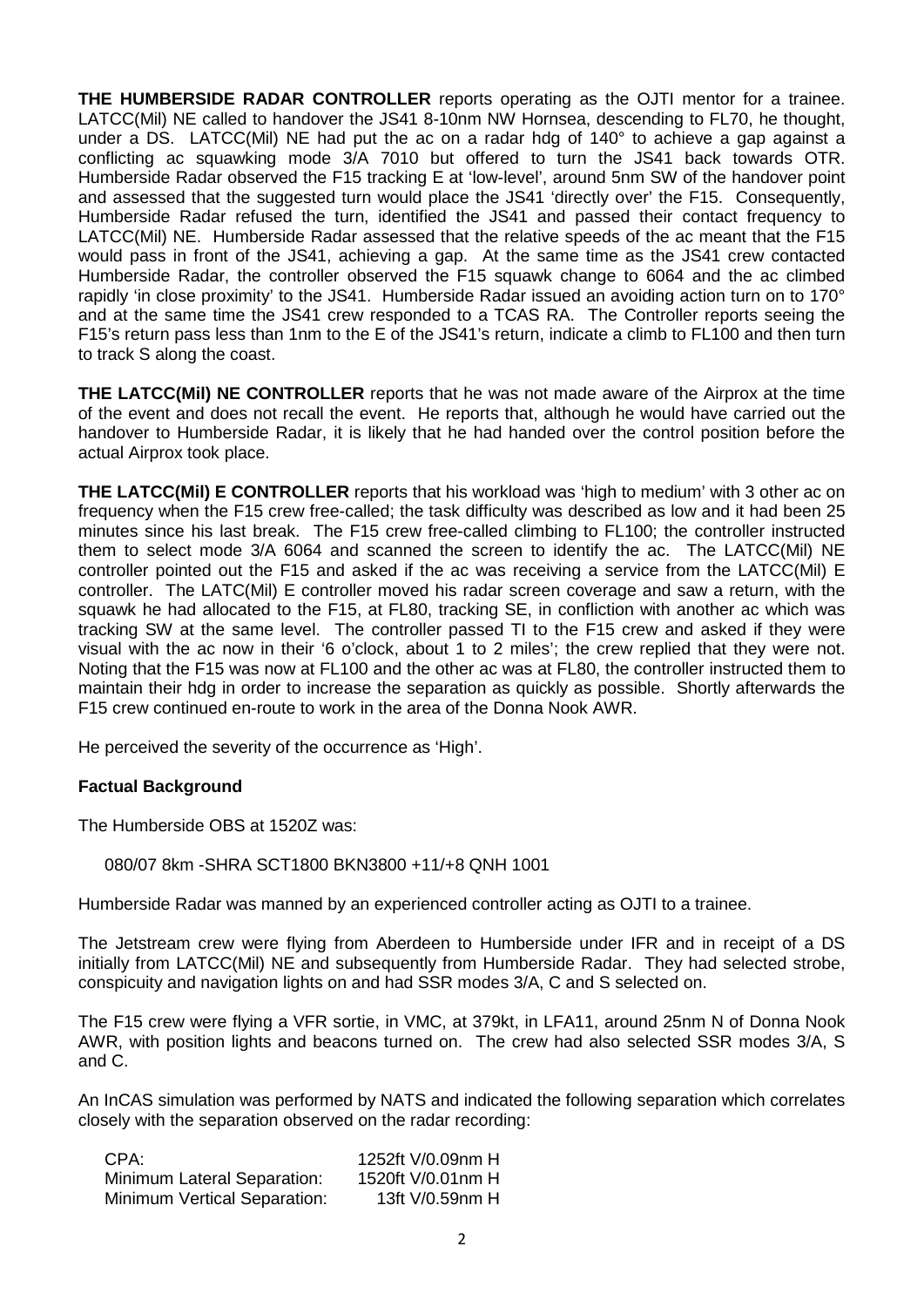**THE HUMBERSIDE RADAR CONTROLLER** reports operating as the OJTI mentor for a trainee. LATCC(Mil) NE called to handover the JS41 8-10nm NW Hornsea, descending to FL70, he thought, under a DS. LATCC(Mil) NE had put the ac on a radar hdg of 140° to achieve a gap against a conflicting ac squawking mode 3/A 7010 but offered to turn the JS41 back towards OTR. Humberside Radar observed the F15 tracking E at 'low-level', around 5nm SW of the handover point and assessed that the suggested turn would place the JS41 'directly over' the F15. Consequently, Humberside Radar refused the turn, identified the JS41 and passed their contact frequency to LATCC(Mil) NE. Humberside Radar assessed that the relative speeds of the ac meant that the F15 would pass in front of the JS41, achieving a gap. At the same time as the JS41 crew contacted Humberside Radar, the controller observed the F15 squawk change to 6064 and the ac climbed rapidly 'in close proximity' to the JS41. Humberside Radar issued an avoiding action turn on to 170° and at the same time the JS41 crew responded to a TCAS RA. The Controller reports seeing the F15's return pass less than 1nm to the E of the JS41's return, indicate a climb to FL100 and then turn to track S along the coast.

**THE LATCC(Mil) NE CONTROLLER** reports that he was not made aware of the Airprox at the time of the event and does not recall the event. He reports that, although he would have carried out the handover to Humberside Radar, it is likely that he had handed over the control position before the actual Airprox took place.

**THE LATCC(Mil) E CONTROLLER** reports that his workload was 'high to medium' with 3 other ac on frequency when the F15 crew free-called; the task difficulty was described as low and it had been 25 minutes since his last break. The F15 crew free-called climbing to FL100; the controller instructed them to select mode 3/A 6064 and scanned the screen to identify the ac. The LATCC(Mil) NE controller pointed out the F15 and asked if the ac was receiving a service from the LATCC(Mil) E controller. The LATC(Mil) E controller moved his radar screen coverage and saw a return, with the squawk he had allocated to the F15, at FL80, tracking SE, in confliction with another ac which was tracking SW at the same level. The controller passed TI to the F15 crew and asked if they were visual with the ac now in their '6 o'clock, about 1 to 2 miles'; the crew replied that they were not. Noting that the F15 was now at FL100 and the other ac was at FL80, the controller instructed them to maintain their hdg in order to increase the separation as quickly as possible. Shortly afterwards the F15 crew continued en-route to work in the area of the Donna Nook AWR.

He perceived the severity of the occurrence as 'High'.

## Factual Background

The Humberside OBS at 1520Z was:

080/07 8km -SHRA SCT1800 BKN3800 +11/+8 QNH 1001

Humberside Radar was manned by an experienced controller acting as OJTI to a trainee.

The Jetstream crew were flying from Aberdeen to Humberside under IFR and in receipt of a DS initially from LATCC(Mil) NE and subsequently from Humberside Radar. They had selected strobe, conspicuity and navigation lights on and had SSR modes 3/A, C and S selected on.

The F15 crew were flying a VFR sortie, in VMC, at 379kt, in LFA11, around 25nm N of Donna Nook AWR, with position lights and beacons turned on. The crew had also selected SSR modes 3/A, S and C.

An InCAS simulation was performed by NATS and indicated the following separation which correlates closely with the separation observed on the radar recording:

| | |
|---|---|
| CPA: | 1252ft V/0.09nm H |
| Minimum Lateral Separation: | 1520ft V/0.01nm H |
| Minimum Vertical Separation: | 13ft V/0.59nm H |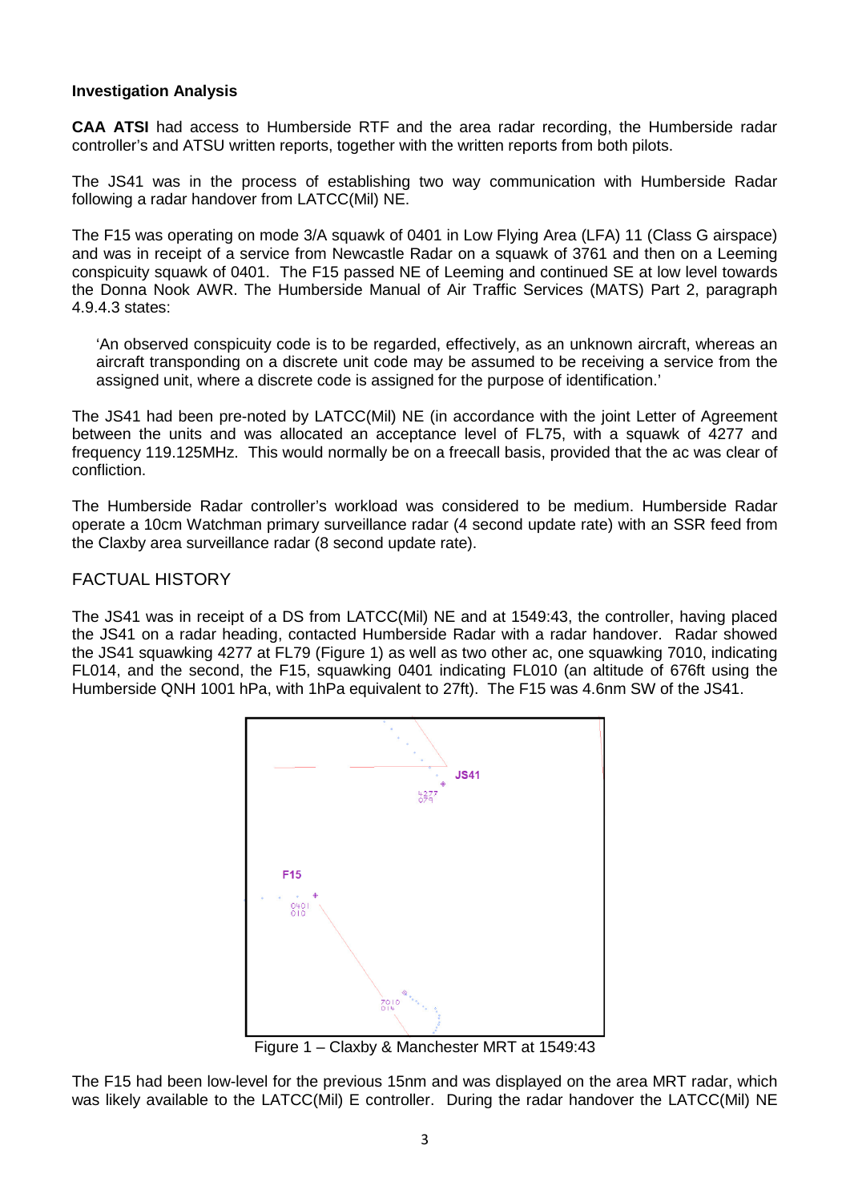**Investigation Analysis**

**CAA ATSI** had access to Humberside RTF and the area radar recording, the Humberside radar controller's and ATSU written reports, together with the written reports from both pilots.

The JS41 was in the process of establishing two way communication with Humberside Radar following a radar handover from LATCC(Mil) NE.

The F15 was operating on mode 3/A squawk of 0401 in Low Flying Area (LFA) 11 (Class G airspace) and was in receipt of a service from Newcastle Radar on a squawk of 3761 and then on a Leeming conspicuity squawk of 0401. The F15 passed NE of Leeming and continued SE at low level towards the Donna Nook AWR. The Humberside Manual of Air Traffic Services (MATS) Part 2, paragraph 4.9.4.3 states:

> 'An observed conspicuity code is to be regarded, effectively, as an unknown aircraft, whereas an aircraft transponding on a discrete unit code may be assumed to be receiving a service from the assigned unit, where a discrete code is assigned for the purpose of identification.'

The JS41 had been pre-noted by LATCC(Mil) NE (in accordance with the joint Letter of Agreement between the units and was allocated an acceptance level of FL75, with a squawk of 4277 and frequency 119.125MHz. This would normally be on a freecall basis, provided that the ac was clear of confliction.

The Humberside Radar controller's workload was considered to be medium. Humberside Radar operate a 10cm Watchman primary surveillance radar (4 second update rate) with an SSR feed from the Claxby area surveillance radar (8 second update rate).

## FACTUAL HISTORY

The JS41 was in receipt of a DS from LATCC(Mil) NE and at 1549:43, the controller, having placed the JS41 on a radar heading, contacted Humberside Radar with a radar handover. Radar showed the JS41 squawking 4277 at FL79 (Figure 1) as well as two other ac, one squawking 7010, indicating FL014, and the second, the F15, squawking 0401 indicating FL010 (an altitude of 676ft using the Humberside QNH 1001 hPa, with 1hPa equivalent to 27ft). The F15 was 4.6nm SW of the JS41.

Figure 1 – Claxby & Manchester MRT at 1549:43

The F15 had been low-level for the previous 15nm and was displayed on the area MRT radar, which was likely available to the LATCC(Mil) E controller. During the radar handover the LATCC(Mil) NE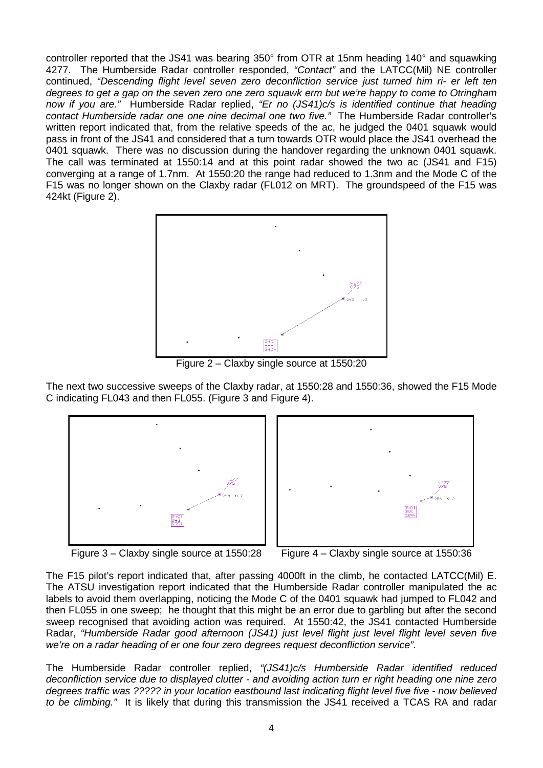controller reported that the JS41 was bearing 350° from OTR at 15nm heading 140° and squawking 4277. The Humberside Radar controller responded, *"Contact"* and the LATCC(Mil) NE controller continued, *"Descending flight level seven zero deconfliction service just turned him ri- er left ten degrees to get a gap on the seven zero one zero squawk erm but we're happy to come to Otringham now if you are."* Humberside Radar replied, *"Er no (JS41)c/s is identified continue that heading contact Humberside radar one one nine decimal one two five."* The Humberside Radar controller's written report indicated that, from the relative speeds of the ac, he judged the 0401 squawk would pass in front of the JS41 and considered that a turn towards OTR would place the JS41 overhead the 0401 squawk. There was no discussion during the handover regarding the unknown 0401 squawk. The call was terminated at 1550:14 and at this point radar showed the two ac (JS41 and F15) converging at a range of 1.7nm. At 1550:20 the range had reduced to 1.3nm and the Mode C of the F15 was no longer shown on the Claxby radar (FL012 on MRT). The groundspeed of the F15 was 424kt (Figure 2).

Figure 2 – Claxby single source at 1550:20

The next two successive sweeps of the Claxby radar, at 1550:28 and 1550:36, showed the F15 Mode C indicating FL043 and then FL055. (Figure 3 and Figure 4).

Figure 3 – Claxby single source at 1550:28

Figure 4 – Claxby single source at 1550:36

The F15 pilot's report indicated that, after passing 4000ft in the climb, he contacted LATCC(Mil) E. The ATSU investigation report indicated that the Humberside Radar controller manipulated the ac labels to avoid them overlapping, noticing the Mode C of the 0401 squawk had jumped to FL042 and then FL055 in one sweep; he thought that this might be an error due to garbling but after the second sweep recognised that avoiding action was required. At 1550:42, the JS41 contacted Humberside Radar, *"Humberside Radar good afternoon (JS41) just level flight just level flight level seven five we're on a radar heading of er one four zero degrees request deconfliction service"*.

The Humberside Radar controller replied, *"(JS41)c/s Humberside Radar identified reduced deconfliction service due to displayed clutter - and avoiding action turn er right heading one nine zero degrees traffic was ????? in your location eastbound last indicating flight level five five - now believed to be climbing."* It is likely that during this transmission the JS41 received a TCAS RA and radar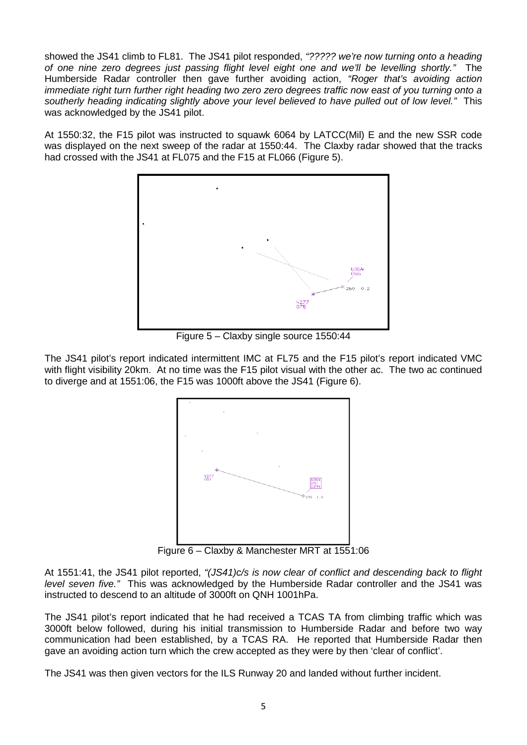showed the JS41 climb to FL81. The JS41 pilot responded, *"????? we're now turning onto a heading of one nine zero degrees just passing flight level eight one and we'll be levelling shortly."* The Humberside Radar controller then gave further avoiding action, *"Roger that's avoiding action immediate right turn further right heading two zero zero degrees traffic now east of you turning onto a southerly heading indicating slightly above your level believed to have pulled out of low level."* This was acknowledged by the JS41 pilot.

At 1550:32, the F15 pilot was instructed to squawk 6064 by LATCC(Mil) E and the new SSR code was displayed on the next sweep of the radar at 1550:44. The Claxby radar showed that the tracks had crossed with the JS41 at FL075 and the F15 at FL066 (Figure 5).

Figure 5 – Claxby single source 1550:44

The JS41 pilot's report indicated intermittent IMC at FL75 and the F15 pilot's report indicated VMC with flight visibility 20km. At no time was the F15 pilot visual with the other ac. The two ac continued to diverge and at 1551:06, the F15 was 1000ft above the JS41 (Figure 6).

Figure 6 – Claxby & Manchester MRT at 1551:06

At 1551:41, the JS41 pilot reported, *"(JS41)c/s is now clear of conflict and descending back to flight level seven five."* This was acknowledged by the Humberside Radar controller and the JS41 was instructed to descend to an altitude of 3000ft on QNH 1001hPa.

The JS41 pilot's report indicated that he had received a TCAS TA from climbing traffic which was 3000ft below followed, during his initial transmission to Humberside Radar and before two way communication had been established, by a TCAS RA. He reported that Humberside Radar then gave an avoiding action turn which the crew accepted as they were by then 'clear of conflict'.

The JS41 was then given vectors for the ILS Runway 20 and landed without further incident.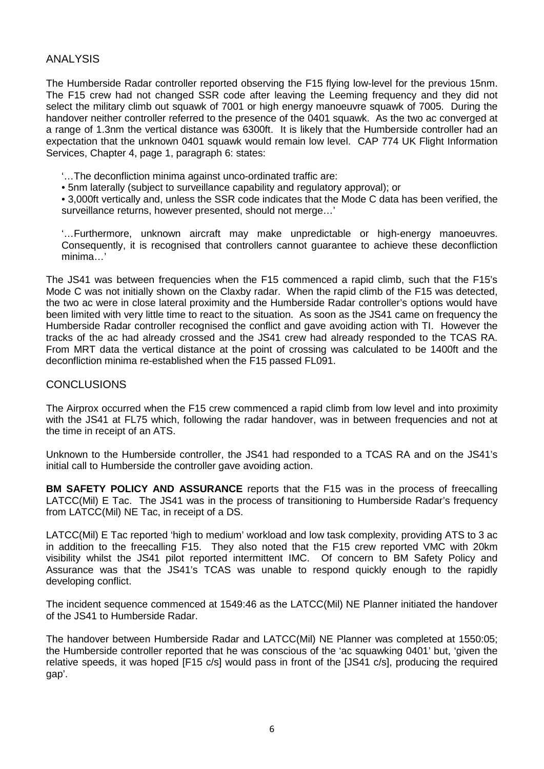## ANALYSIS

The Humberside Radar controller reported observing the F15 flying low-level for the previous 15nm. The F15 crew had not changed SSR code after leaving the Leeming frequency and they did not select the military climb out squawk of 7001 or high energy manoeuvre squawk of 7005. During the handover neither controller referred to the presence of the 0401 squawk. As the two ac converged at a range of 1.3nm the vertical distance was 6300ft. It is likely that the Humberside controller had an expectation that the unknown 0401 squawk would remain low level. CAP 774 UK Flight Information Services, Chapter 4, page 1, paragraph 6: states:

> '…The deconfliction minima against unco-ordinated traffic are:
>
> • 5nm laterally (subject to surveillance capability and regulatory approval); or
>
> • 3,000ft vertically and, unless the SSR code indicates that the Mode C data has been verified, the surveillance returns, however presented, should not merge…'
>
> '…Furthermore, unknown aircraft may make unpredictable or high-energy manoeuvres. Consequently, it is recognised that controllers cannot guarantee to achieve these deconfliction minima…'

The JS41 was between frequencies when the F15 commenced a rapid climb, such that the F15's Mode C was not initially shown on the Claxby radar. When the rapid climb of the F15 was detected, the two ac were in close lateral proximity and the Humberside Radar controller's options would have been limited with very little time to react to the situation. As soon as the JS41 came on frequency the Humberside Radar controller recognised the conflict and gave avoiding action with TI. However the tracks of the ac had already crossed and the JS41 crew had already responded to the TCAS RA. From MRT data the vertical distance at the point of crossing was calculated to be 1400ft and the deconfliction minima re-established when the F15 passed FL091.

## CONCLUSIONS

The Airprox occurred when the F15 crew commenced a rapid climb from low level and into proximity with the JS41 at FL75 which, following the radar handover, was in between frequencies and not at the time in receipt of an ATS.

Unknown to the Humberside controller, the JS41 had responded to a TCAS RA and on the JS41's initial call to Humberside the controller gave avoiding action.

**BM SAFETY POLICY AND ASSURANCE** reports that the F15 was in the process of freecalling LATCC(Mil) E Tac. The JS41 was in the process of transitioning to Humberside Radar's frequency from LATCC(Mil) NE Tac, in receipt of a DS.

LATCC(Mil) E Tac reported 'high to medium' workload and low task complexity, providing ATS to 3 ac in addition to the freecalling F15. They also noted that the F15 crew reported VMC with 20km visibility whilst the JS41 pilot reported intermittent IMC. Of concern to BM Safety Policy and Assurance was that the JS41's TCAS was unable to respond quickly enough to the rapidly developing conflict.

The incident sequence commenced at 1549:46 as the LATCC(Mil) NE Planner initiated the handover of the JS41 to Humberside Radar.

The handover between Humberside Radar and LATCC(Mil) NE Planner was completed at 1550:05; the Humberside controller reported that he was conscious of the 'ac squawking 0401' but, 'given the relative speeds, it was hoped [F15 c/s] would pass in front of the [JS41 c/s], producing the required gap'.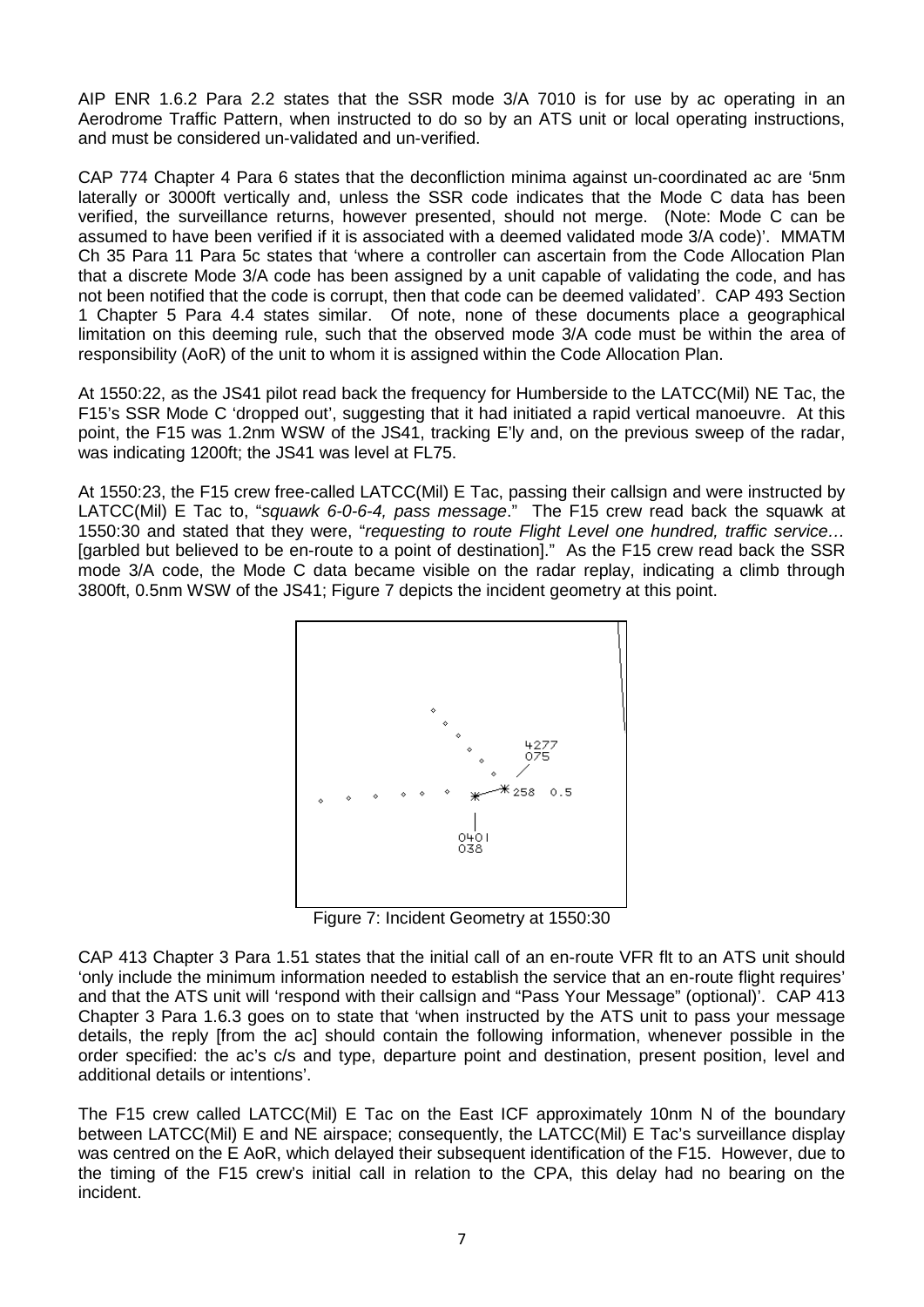AIP ENR 1.6.2 Para 2.2 states that the SSR mode 3/A 7010 is for use by ac operating in an Aerodrome Traffic Pattern, when instructed to do so by an ATS unit or local operating instructions, and must be considered un-validated and un-verified.

CAP 774 Chapter 4 Para 6 states that the deconfliction minima against un-coordinated ac are '5nm laterally or 3000ft vertically and, unless the SSR code indicates that the Mode C data has been verified, the surveillance returns, however presented, should not merge. (Note: Mode C can be assumed to have been verified if it is associated with a deemed validated mode 3/A code)'. MMATM Ch 35 Para 11 Para 5c states that 'where a controller can ascertain from the Code Allocation Plan that a discrete Mode 3/A code has been assigned by a unit capable of validating the code, and has not been notified that the code is corrupt, then that code can be deemed validated'. CAP 493 Section 1 Chapter 5 Para 4.4 states similar. Of note, none of these documents place a geographical limitation on this deeming rule, such that the observed mode 3/A code must be within the area of responsibility (AoR) of the unit to whom it is assigned within the Code Allocation Plan.

At 1550:22, as the JS41 pilot read back the frequency for Humberside to the LATCC(Mil) NE Tac, the F15's SSR Mode C 'dropped out', suggesting that it had initiated a rapid vertical manoeuvre. At this point, the F15 was 1.2nm WSW of the JS41, tracking E'ly and, on the previous sweep of the radar, was indicating 1200ft; the JS41 was level at FL75.

At 1550:23, the F15 crew free-called LATCC(Mil) E Tac, passing their callsign and were instructed by LATCC(Mil) E Tac to, "*squawk 6-0-6-4, pass message*." The F15 crew read back the squawk at 1550:30 and stated that they were, "*requesting to route Flight Level one hundred, traffic service…* [garbled but believed to be en-route to a point of destination]." As the F15 crew read back the SSR mode 3/A code, the Mode C data became visible on the radar replay, indicating a climb through 3800ft, 0.5nm WSW of the JS41; Figure 7 depicts the incident geometry at this point.

Figure 7: Incident Geometry at 1550:30

CAP 413 Chapter 3 Para 1.51 states that the initial call of an en-route VFR flt to an ATS unit should 'only include the minimum information needed to establish the service that an en-route flight requires' and that the ATS unit will 'respond with their callsign and "Pass Your Message" (optional)'. CAP 413 Chapter 3 Para 1.6.3 goes on to state that 'when instructed by the ATS unit to pass your message details, the reply [from the ac] should contain the following information, whenever possible in the order specified: the ac's c/s and type, departure point and destination, present position, level and additional details or intentions'.

The F15 crew called LATCC(Mil) E Tac on the East ICF approximately 10nm N of the boundary between LATCC(Mil) E and NE airspace; consequently, the LATCC(Mil) E Tac's surveillance display was centred on the E AoR, which delayed their subsequent identification of the F15. However, due to the timing of the F15 crew's initial call in relation to the CPA, this delay had no bearing on the incident.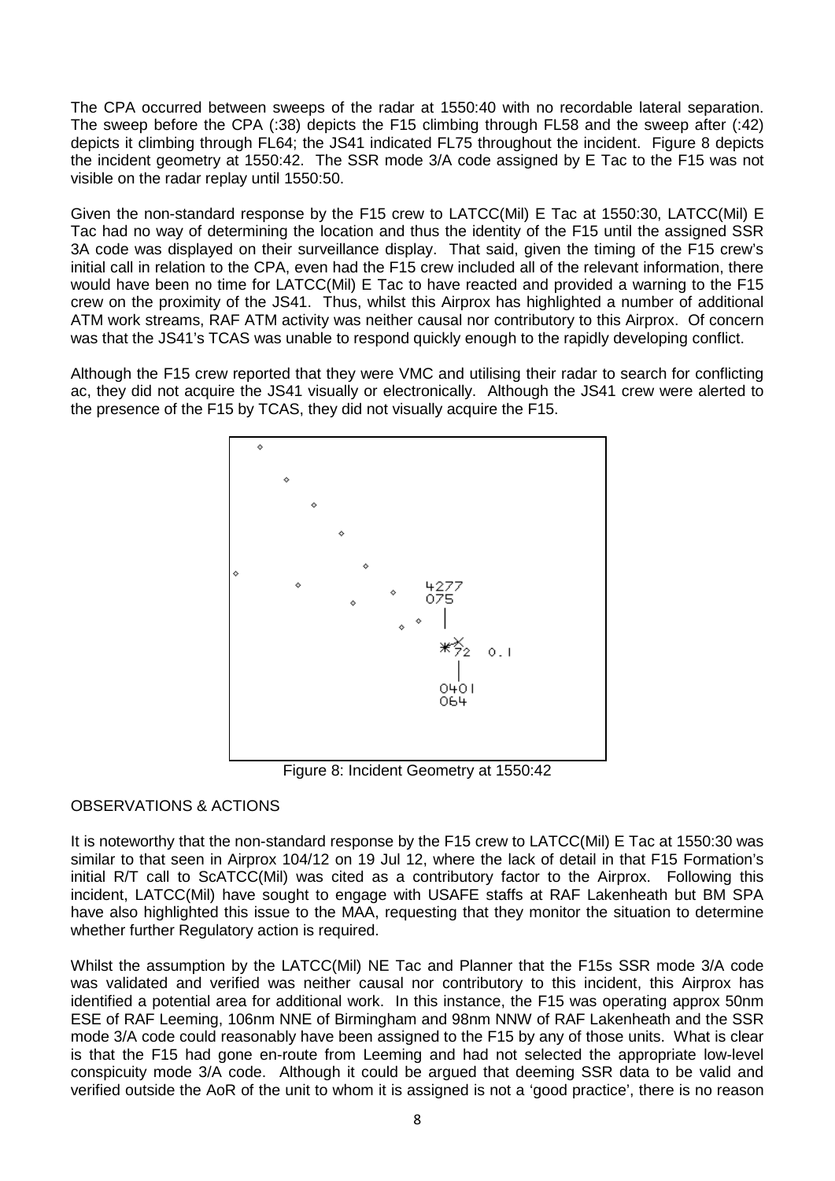The CPA occurred between sweeps of the radar at 1550:40 with no recordable lateral separation. The sweep before the CPA (:38) depicts the F15 climbing through FL58 and the sweep after (:42) depicts it climbing through FL64; the JS41 indicated FL75 throughout the incident. Figure 8 depicts the incident geometry at 1550:42. The SSR mode 3/A code assigned by E Tac to the F15 was not visible on the radar replay until 1550:50.

Given the non-standard response by the F15 crew to LATCC(Mil) E Tac at 1550:30, LATCC(Mil) E Tac had no way of determining the location and thus the identity of the F15 until the assigned SSR 3A code was displayed on their surveillance display. That said, given the timing of the F15 crew's initial call in relation to the CPA, even had the F15 crew included all of the relevant information, there would have been no time for LATCC(Mil) E Tac to have reacted and provided a warning to the F15 crew on the proximity of the JS41. Thus, whilst this Airprox has highlighted a number of additional ATM work streams, RAF ATM activity was neither causal nor contributory to this Airprox. Of concern was that the JS41's TCAS was unable to respond quickly enough to the rapidly developing conflict.

Although the F15 crew reported that they were VMC and utilising their radar to search for conflicting ac, they did not acquire the JS41 visually or electronically. Although the JS41 crew were alerted to the presence of the F15 by TCAS, they did not visually acquire the F15.

Figure 8: Incident Geometry at 1550:42

## OBSERVATIONS & ACTIONS

It is noteworthy that the non-standard response by the F15 crew to LATCC(Mil) E Tac at 1550:30 was similar to that seen in Airprox 104/12 on 19 Jul 12, where the lack of detail in that F15 Formation's initial R/T call to ScATCC(Mil) was cited as a contributory factor to the Airprox. Following this incident, LATCC(Mil) have sought to engage with USAFE staffs at RAF Lakenheath but BM SPA have also highlighted this issue to the MAA, requesting that they monitor the situation to determine whether further Regulatory action is required.

Whilst the assumption by the LATCC(Mil) NE Tac and Planner that the F15s SSR mode 3/A code was validated and verified was neither causal nor contributory to this incident, this Airprox has identified a potential area for additional work. In this instance, the F15 was operating approx 50nm ESE of RAF Leeming, 106nm NNE of Birmingham and 98nm NNW of RAF Lakenheath and the SSR mode 3/A code could reasonably have been assigned to the F15 by any of those units. What is clear is that the F15 had gone en-route from Leeming and had not selected the appropriate low-level conspicuity mode 3/A code. Although it could be argued that deeming SSR data to be valid and verified outside the AoR of the unit to whom it is assigned is not a 'good practice', there is no reason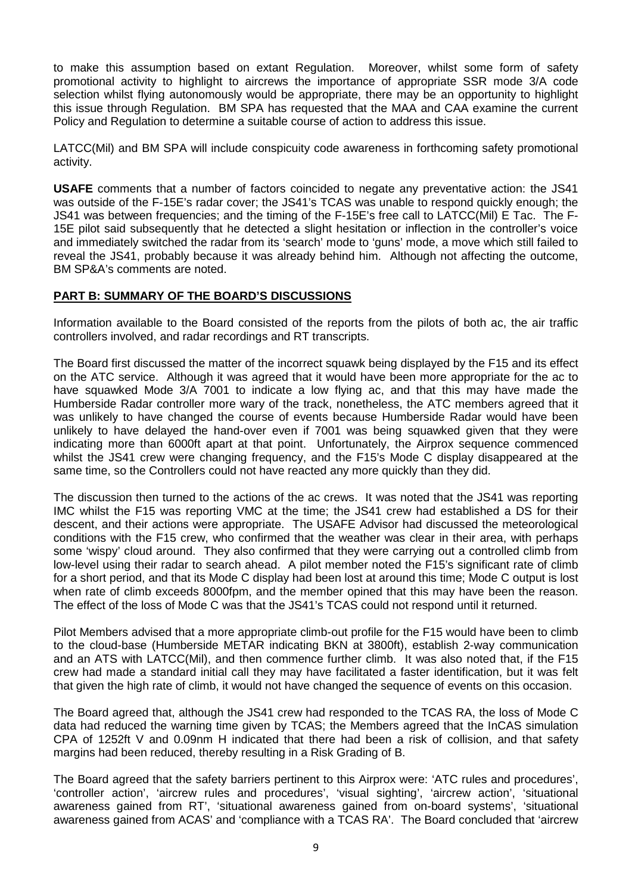to make this assumption based on extant Regulation. Moreover, whilst some form of safety promotional activity to highlight to aircrews the importance of appropriate SSR mode 3/A code selection whilst flying autonomously would be appropriate, there may be an opportunity to highlight this issue through Regulation. BM SPA has requested that the MAA and CAA examine the current Policy and Regulation to determine a suitable course of action to address this issue.

LATCC(Mil) and BM SPA will include conspicuity code awareness in forthcoming safety promotional activity.

**USAFE** comments that a number of factors coincided to negate any preventative action: the JS41 was outside of the F-15E's radar cover; the JS41's TCAS was unable to respond quickly enough; the JS41 was between frequencies; and the timing of the F-15E's free call to LATCC(Mil) E Tac. The F-15E pilot said subsequently that he detected a slight hesitation or inflection in the controller's voice and immediately switched the radar from its 'search' mode to 'guns' mode, a move which still failed to reveal the JS41, probably because it was already behind him. Although not affecting the outcome, BM SP&A's comments are noted.

## PART B: SUMMARY OF THE BOARD'S DISCUSSIONS

Information available to the Board consisted of the reports from the pilots of both ac, the air traffic controllers involved, and radar recordings and RT transcripts.

The Board first discussed the matter of the incorrect squawk being displayed by the F15 and its effect on the ATC service. Although it was agreed that it would have been more appropriate for the ac to have squawked Mode 3/A 7001 to indicate a low flying ac, and that this may have made the Humberside Radar controller more wary of the track, nonetheless, the ATC members agreed that it was unlikely to have changed the course of events because Humberside Radar would have been unlikely to have delayed the hand-over even if 7001 was being squawked given that they were indicating more than 6000ft apart at that point. Unfortunately, the Airprox sequence commenced whilst the JS41 crew were changing frequency, and the F15's Mode C display disappeared at the same time, so the Controllers could not have reacted any more quickly than they did.

The discussion then turned to the actions of the ac crews. It was noted that the JS41 was reporting IMC whilst the F15 was reporting VMC at the time; the JS41 crew had established a DS for their descent, and their actions were appropriate. The USAFE Advisor had discussed the meteorological conditions with the F15 crew, who confirmed that the weather was clear in their area, with perhaps some 'wispy' cloud around. They also confirmed that they were carrying out a controlled climb from low-level using their radar to search ahead. A pilot member noted the F15's significant rate of climb for a short period, and that its Mode C display had been lost at around this time; Mode C output is lost when rate of climb exceeds 8000fpm, and the member opined that this may have been the reason. The effect of the loss of Mode C was that the JS41's TCAS could not respond until it returned.

Pilot Members advised that a more appropriate climb-out profile for the F15 would have been to climb to the cloud-base (Humberside METAR indicating BKN at 3800ft), establish 2-way communication and an ATS with LATCC(Mil), and then commence further climb. It was also noted that, if the F15 crew had made a standard initial call they may have facilitated a faster identification, but it was felt that given the high rate of climb, it would not have changed the sequence of events on this occasion.

The Board agreed that, although the JS41 crew had responded to the TCAS RA, the loss of Mode C data had reduced the warning time given by TCAS; the Members agreed that the InCAS simulation CPA of 1252ft V and 0.09nm H indicated that there had been a risk of collision, and that safety margins had been reduced, thereby resulting in a Risk Grading of B.

The Board agreed that the safety barriers pertinent to this Airprox were: 'ATC rules and procedures', 'controller action', 'aircrew rules and procedures', 'visual sighting', 'aircrew action', 'situational awareness gained from RT', 'situational awareness gained from on-board systems', 'situational awareness gained from ACAS' and 'compliance with a TCAS RA'. The Board concluded that 'aircrew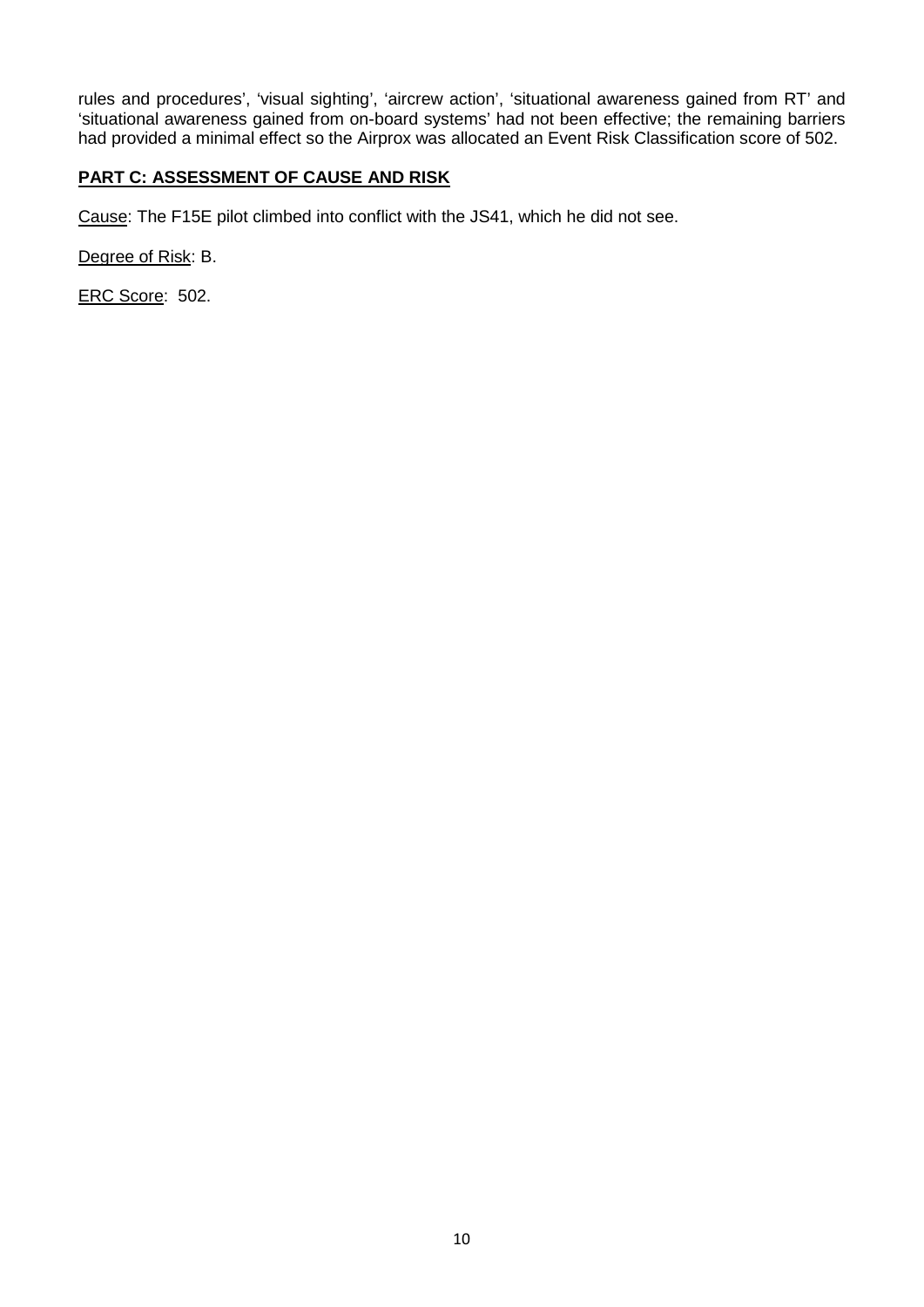rules and procedures', 'visual sighting', 'aircrew action', 'situational awareness gained from RT' and 'situational awareness gained from on-board systems' had not been effective; the remaining barriers had provided a minimal effect so the Airprox was allocated an Event Risk Classification score of 502.

## PART C: ASSESSMENT OF CAUSE AND RISK

Cause: The F15E pilot climbed into conflict with the JS41, which he did not see.

Degree of Risk: B.

ERC Score: 502.